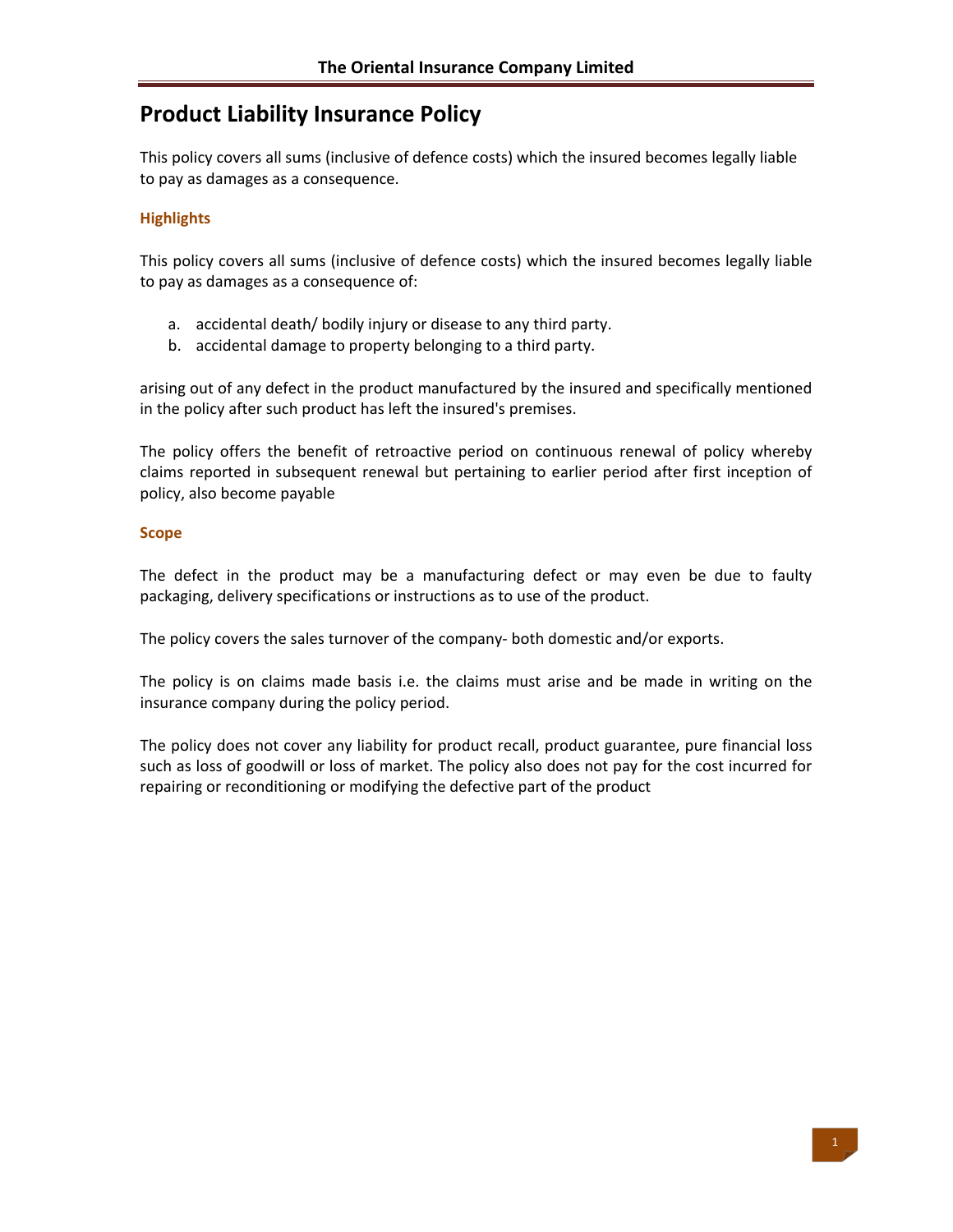# Product Liability Insurance Policy

This policy covers all sums (inclusive of defence costs) which the insured becomes legally liable to pay as damages as a consequence.

## Highlights

This policy covers all sums (inclusive of defence costs) which the insured becomes legally liable to pay as damages as a consequence of:

a. accidental death/ bodily injury or disease to any third party.
b. accidental damage to property belonging to a third party.

arising out of any defect in the product manufactured by the insured and specifically mentioned in the policy after such product has left the insured's premises.

The policy offers the benefit of retroactive period on continuous renewal of policy whereby claims reported in subsequent renewal but pertaining to earlier period after first inception of policy, also become payable

## Scope

The defect in the product may be a manufacturing defect or may even be due to faulty packaging, delivery specifications or instructions as to use of the product.

The policy covers the sales turnover of the company- both domestic and/or exports.

The policy is on claims made basis i.e. the claims must arise and be made in writing on the insurance company during the policy period.

The policy does not cover any liability for product recall, product guarantee, pure financial loss such as loss of goodwill or loss of market. The policy also does not pay for the cost incurred for repairing or reconditioning or modifying the defective part of the product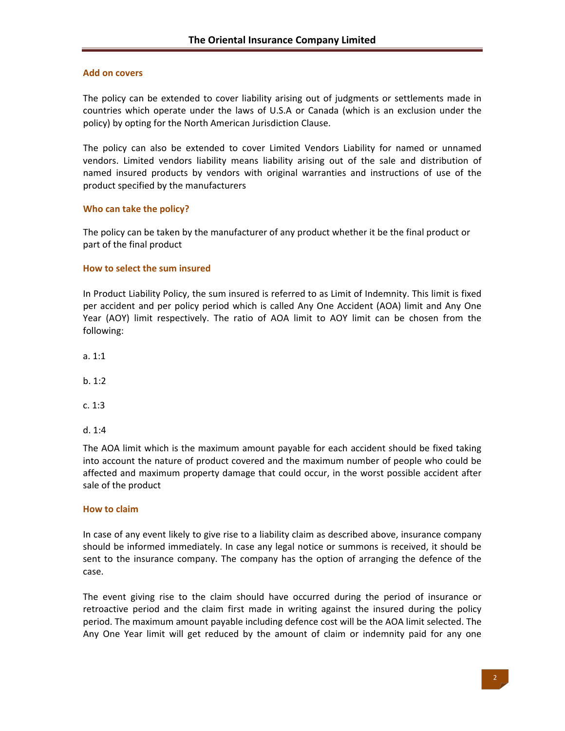## Add on covers

The policy can be extended to cover liability arising out of judgments or settlements made in countries which operate under the laws of U.S.A or Canada (which is an exclusion under the policy) by opting for the North American Jurisdiction Clause.

The policy can also be extended to cover Limited Vendors Liability for named or unnamed vendors. Limited vendors liability means liability arising out of the sale and distribution of named insured products by vendors with original warranties and instructions of use of the product specified by the manufacturers

## Who can take the policy?

The policy can be taken by the manufacturer of any product whether it be the final product or part of the final product

## How to select the sum insured

In Product Liability Policy, the sum insured is referred to as Limit of Indemnity. This limit is fixed per accident and per policy period which is called Any One Accident (AOA) limit and Any One Year (AOY) limit respectively. The ratio of AOA limit to AOY limit can be chosen from the following:

a. 1:1

b. 1:2

c. 1:3

d. 1:4

The AOA limit which is the maximum amount payable for each accident should be fixed taking into account the nature of product covered and the maximum number of people who could be affected and maximum property damage that could occur, in the worst possible accident after sale of the product

## How to claim

In case of any event likely to give rise to a liability claim as described above, insurance company should be informed immediately. In case any legal notice or summons is received, it should be sent to the insurance company. The company has the option of arranging the defence of the case.

The event giving rise to the claim should have occurred during the period of insurance or retroactive period and the claim first made in writing against the insured during the policy period. The maximum amount payable including defence cost will be the AOA limit selected. The Any One Year limit will get reduced by the amount of claim or indemnity paid for any one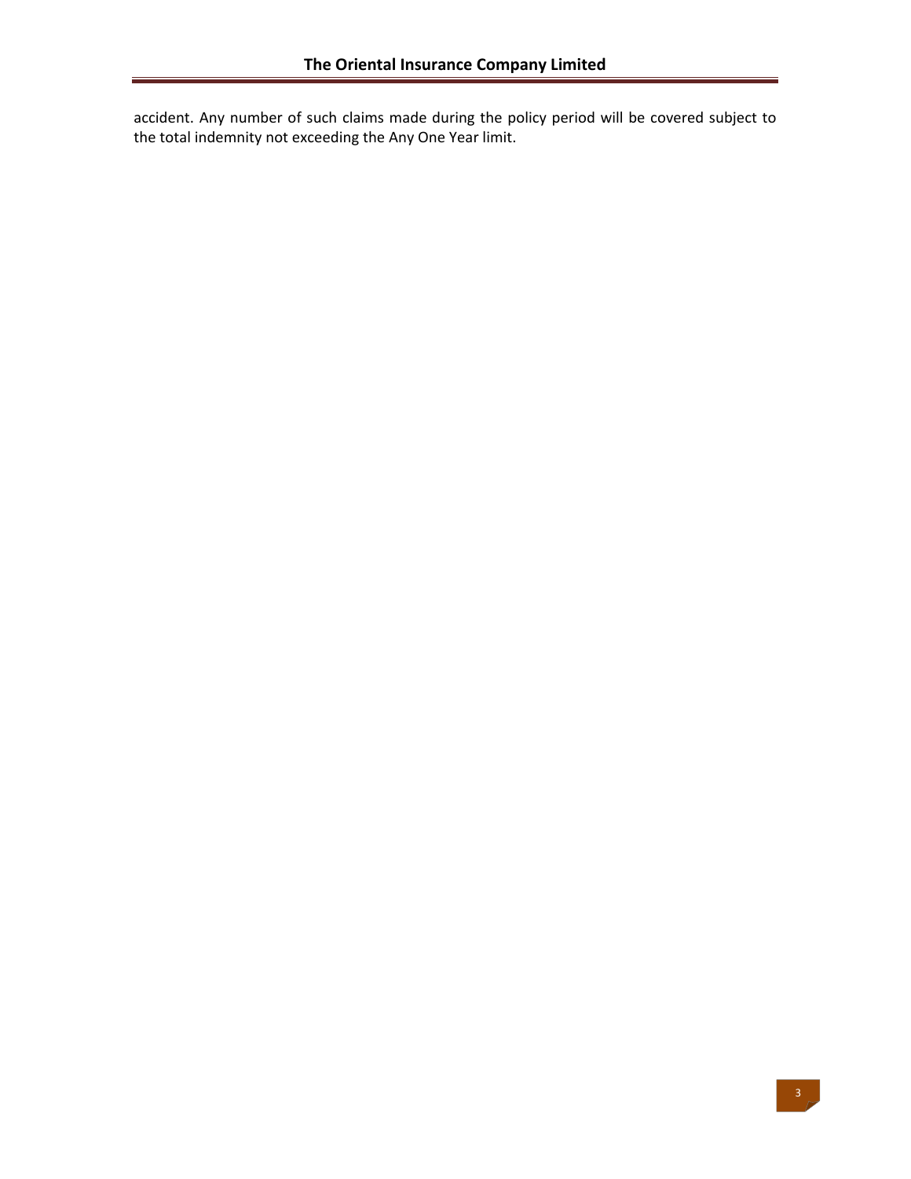accident. Any number of such claims made during the policy period will be covered subject to the total indemnity not exceeding the Any One Year limit.